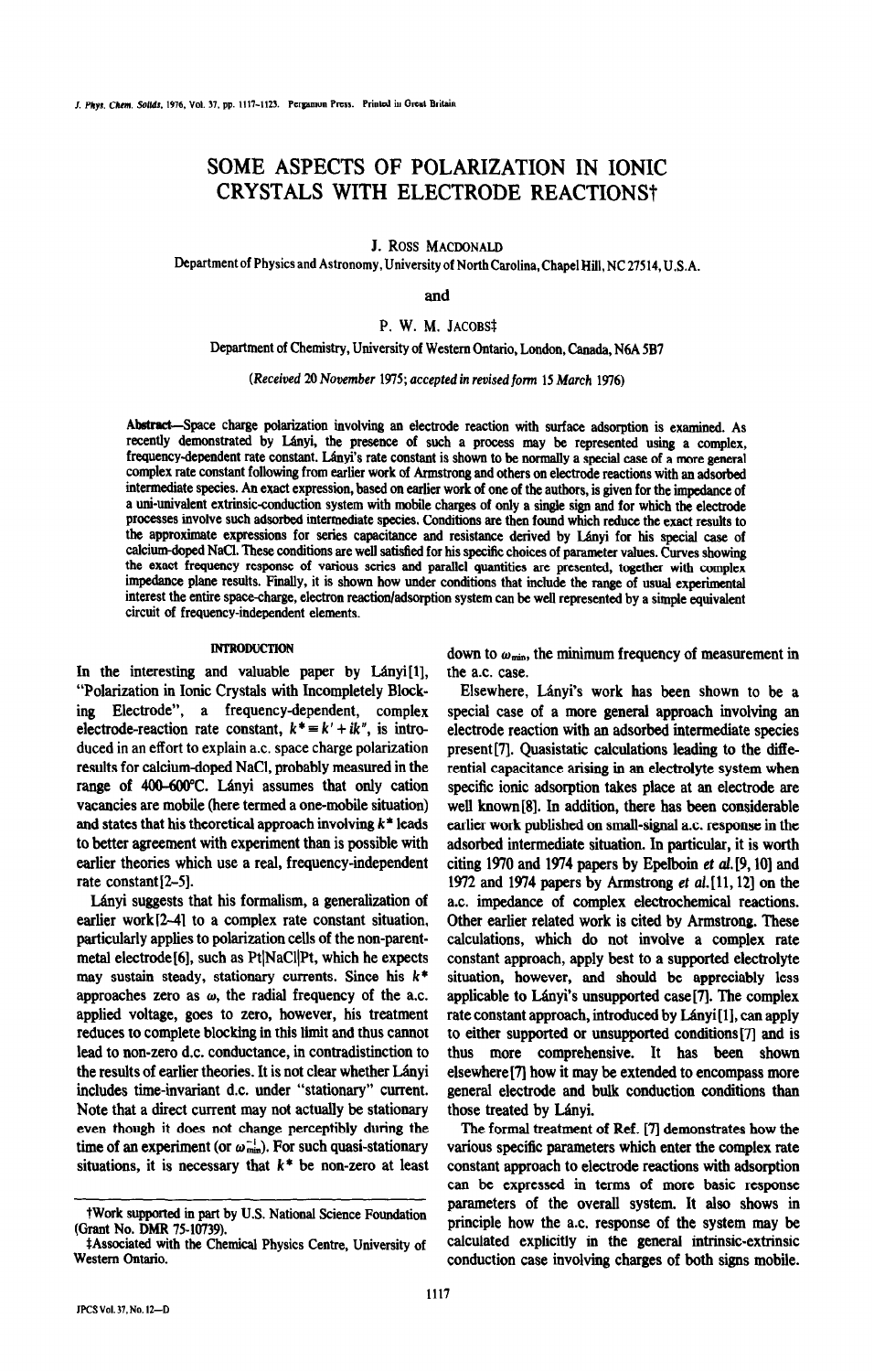# SOME ASPECTS OF POLARIZATION IN IONIC CRYSTALS WITH ELECTRODE REACTIONS†

J. ROSS MACDONALD

Department of Physics and Astronomy, University of North Carolina, Chapel Hill, NC 27514, U.S.A.

and

P. W. M. JACOBS‡

Department of Chemistry, University of Western Ontario, London, Canada, N6A 5B7

*(Received 20 November 1975; accepted in revised form 15 March 1976)*

**Abstract**—Space charge polarization involving an electrode reaction with surface adsorption is examined. As recently demonstrated by Lányi, the presence of such a process may be represented using a complex, frequency-dependent rate constant. Lányi's rate constant is shown to be normally a special case of a more general complex rate constant following from earlier work of Armstrong and others on electrode reactions with an adsorbed intermediate species. An exact expression, based on earlier work of one of the authors, is given for the impedance of a uni-univalent extrinsic-conduction system with mobile charges of only a single sign and for which the electrode processes involve such adsorbed intermediate species. Conditions are then found which reduce the exact results to the approximate expressions for series capacitance and resistance derived by Lányi for his special case of calcium-doped NaCl. These conditions are well satisfied for his specific choices of parameter values. Curves showing the exact frequency response of various series and parallel quantities are presented, together with complex impedance plane results. Finally, it is shown how under conditions that include the range of usual experimental interest the entire space-charge, electron reaction/adsorption system can be well represented by a simple equivalent circuit of frequency-independent elements.

## INTRODUCTION

In the interesting and valuable paper by Lányi[1], "Polarization in Ionic Crystals with Incompletely Blocking Electrode", a frequency-dependent, complex electrode-reaction rate constant, $k^* \equiv k' + ik''$, is introduced in an effort to explain a.c. space charge polarization results for calcium-doped NaCl, probably measured in the range of 400–600°C. Lányi assumes that only cation vacancies are mobile (here termed a one-mobile situation) and states that his theoretical approach involving $k^*$ leads to better agreement with experiment than is possible with earlier theories which use a real, frequency-independent rate constant[2–5].

Lányi suggests that his formalism, a generalization of earlier work[2–4] to a complex rate constant situation, particularly applies to polarization cells of the non-parent-metal electrode[6], such as Pt|NaCl|Pt, which he expects may sustain steady, stationary currents. Since his $k^*$ approaches zero as $\omega$, the radial frequency of the a.c. applied voltage, goes to zero, however, his treatment reduces to complete blocking in this limit and thus cannot lead to non-zero d.c. conductance, in contradistinction to the results of earlier theories. It is not clear whether Lányi includes time-invariant d.c. under "stationary" current. Note that a direct current may not actually be stationary even though it does not change perceptibly during the time of an experiment (or $\omega_{min}^{-1}$). For such quasi-stationary situations, it is necessary that $k^*$ be non-zero at least down to $\omega_{min}$, the minimum frequency of measurement in the a.c. case.

Elsewhere, Lányi's work has been shown to be a special case of a more general approach involving an electrode reaction with an adsorbed intermediate species present[7]. Quasistatic calculations leading to the differential capacitance arising in an electrolyte system when specific ionic adsorption takes place at an electrode are well known[8]. In addition, there has been considerable earlier work published on small-signal a.c. response in the adsorbed intermediate situation. In particular, it is worth citing 1970 and 1974 papers by Epelboin *et al.*[9, 10] and 1972 and 1974 papers by Armstrong *et al.*[11, 12] on the a.c. impedance of complex electrochemical reactions. Other earlier related work is cited by Armstrong. These calculations, which do not involve a complex rate constant approach, apply best to a supported electrolyte situation, however, and should be appreciably less applicable to Lányi's unsupported case[7]. The complex rate constant approach, introduced by Lányi[1], can apply to either supported or unsupported conditions[7] and is thus more comprehensive. It has been shown elsewhere[7] how it may be extended to encompass more general electrode and bulk conduction conditions than those treated by Lányi.

The formal treatment of Ref. [7] demonstrates how the various specific parameters which enter the complex rate constant approach to electrode reactions with adsorption can be expressed in terms of more basic response parameters of the overall system. It also shows in principle how the a.c. response of the system may be calculated explicitly in the general intrinsic-extrinsic conduction case involving charges of both signs mobile.

†Work supported in part by U.S. National Science Foundation (Grant No. DMR 75-10739).

‡Associated with the Chemical Physics Centre, University of Western Ontario.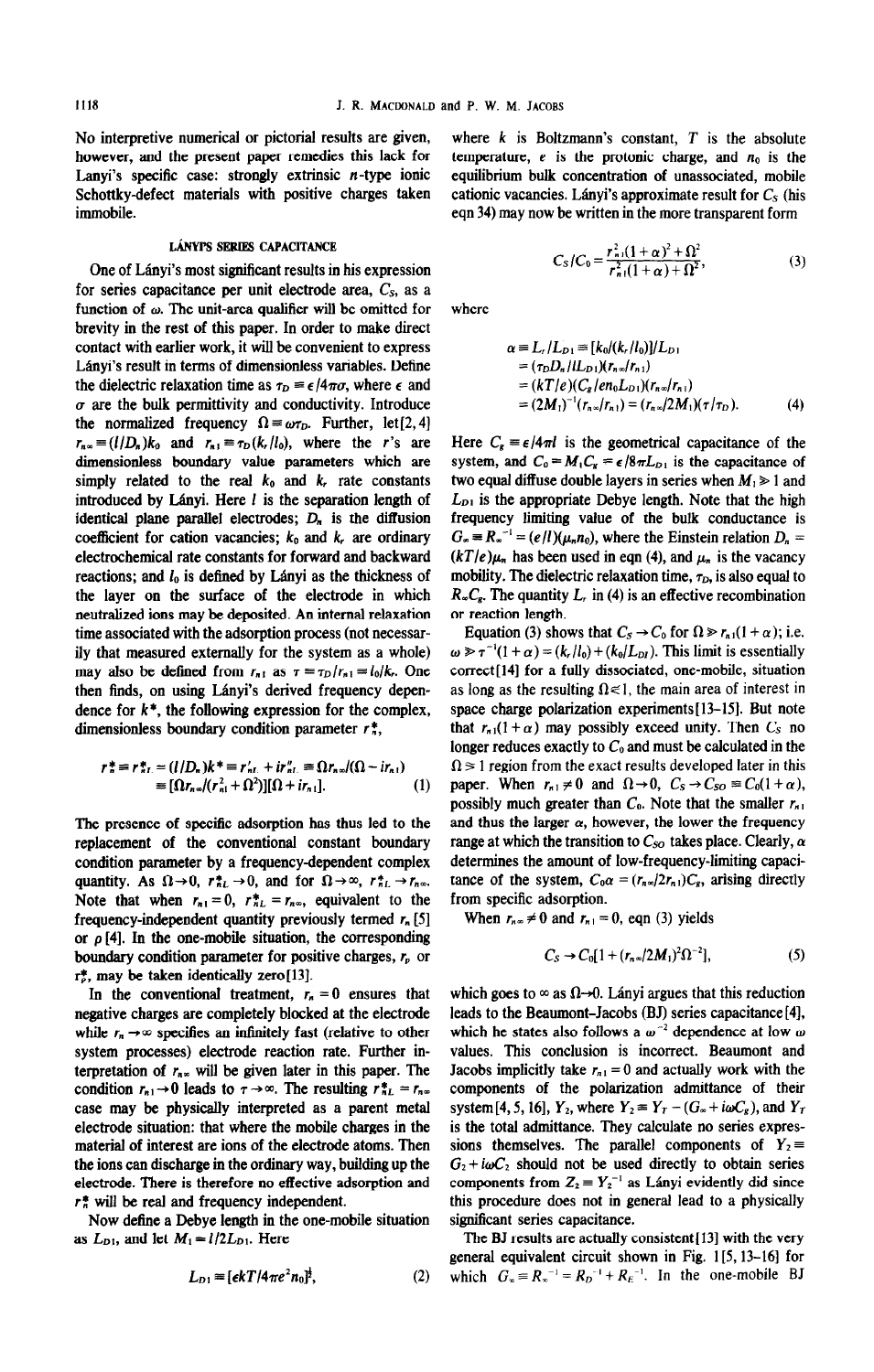No interpretive numerical or pictorial results are given, however, and the present paper remedies this lack for Lanyi's specific case: strongly extrinsic $n$-type ionic Schottky-defect materials with positive charges taken immobile.

## LÁNYI'S SERIES CAPACITANCE

One of Lányi's most significant results in his expression for series capacitance per unit electrode area, $C_S$, as a function of $\omega$. The unit-area qualifier will be omitted for brevity in the rest of this paper. In order to make direct contact with earlier work, it will be convenient to express Lányi's result in terms of dimensionless variables. Define the dielectric relaxation time as $\tau_D \equiv \epsilon/4\pi\sigma$, where $\epsilon$ and $\sigma$ are the bulk permittivity and conductivity. Introduce the normalized frequency $\Omega \equiv \omega\tau_D$. Further, let[2, 4] $r_{n\infty} \equiv (l/D_n)k_0$ and $r_{n1} \equiv \tau_D(k_r/l_0)$, where the $r$'s are dimensionless boundary value parameters which are simply related to the real $k_0$ and $k_r$ rate constants introduced by Lányi. Here $l$ is the separation length of identical plane parallel electrodes; $D_n$ is the diffusion coefficient for cation vacancies; $k_0$ and $k_r$ are ordinary electrochemical rate constants for forward and backward reactions; and $l_0$ is defined by Lányi as the thickness of the layer on the surface of the electrode in which neutralized ions may be deposited. An internal relaxation time associated with the adsorption process (not necessarily that measured externally for the system as a whole) may also be defined from $r_{n1}$ as $\tau \equiv \tau_D/r_{n1} \equiv l_0/k_r$. One then finds, on using Lányi's derived frequency dependence for $k^*$, the following expression for the complex, dimensionless boundary condition parameter $r_n^*$,

$$r_n^* \equiv r_{nL}^* = (l/D_n)k^* \equiv r'_{nL} + ir''_{nL} \equiv \Omega r_{n\infty}/(\Omega - ir_{n1})$$
$$\equiv [\Omega r_{n\infty}/(r_{n1}^2 + \Omega^2)][\Omega + ir_{n1}]. \qquad (1)$$

The presence of specific adsorption has thus led to the replacement of the conventional constant boundary condition parameter by a frequency-dependent complex quantity. As $\Omega \to 0$, $r_{nL}^* \to 0$, and for $\Omega \to \infty$, $r_{nL}^* \to r_{n\infty}$. Note that when $r_{n1} = 0$, $r_{nL}^* = r_{n\infty}$, equivalent to the frequency-independent quantity previously termed $r_n$ [5] or $\rho$ [4]. In the one-mobile situation, the corresponding boundary condition parameter for positive charges, $r_p$ or $r_p^*$, may be taken identically zero[13].

In the conventional treatment, $r_n = 0$ ensures that negative charges are completely blocked at the electrode while $r_n \to \infty$ specifies an infinitely fast (relative to other system processes) electrode reaction rate. Further interpretation of $r_{n\infty}$ will be given later in this paper. The condition $r_{n1} \to 0$ leads to $\tau \to \infty$. The resulting $r_{nL}^* = r_{n\infty}$ case may be physically interpreted as a parent metal electrode situation: that where the mobile charges in the material of interest are ions of the electrode atoms. Then the ions can discharge in the ordinary way, building up the electrode. There is therefore no effective adsorption and $r_n^*$ will be real and frequency independent.

Now define a Debye length in the one-mobile situation as $L_{D1}$, and let $M_1 = l/2L_{D1}$. Here

$$L_{D1} \equiv [\epsilon kT/4\pi e^2 n_0]^{\frac{1}{2}}, \qquad (2)$$

where $k$ is Boltzmann's constant, $T$ is the absolute temperature, $e$ is the protonic charge, and $n_0$ is the equilibrium bulk concentration of unassociated, mobile cationic vacancies. Lányi's approximate result for $C_S$ (his eqn 34) may now be written in the more transparent form

$$C_S/C_0 = \frac{r_{n1}^2(1+\alpha)^2 + \Omega^2}{r_{n1}^2(1+\alpha) + \Omega^2}, \qquad (3)$$

where

$$\alpha \equiv L_r/L_{D1} \equiv [k_0/(k_r/l_0)]/L_{D1}$$
$$= (\tau_D D_n/lL_{D1})(r_{n\infty}/r_{n1})$$
$$= (kT/e)(C_g/en_0L_{D1})(r_{n\infty}/r_{n1})$$
$$= (2M_1)^{-1}(r_{n\infty}/r_{n1}) = (r_{n\infty}/2M_1)(\tau/\tau_D). \qquad (4)$$

Here $C_g \equiv \epsilon/4\pi l$ is the geometrical capacitance of the system, and $C_0 = M_1C_g = \epsilon/8\pi L_{D1}$ is the capacitance of two equal diffuse double layers in series when $M_1 \gg 1$ and $L_{D1}$ is the appropriate Debye length. Note that the high frequency limiting value of the bulk conductance is $G_\infty \equiv R_\infty^{-1} = (e/l)(\mu_n n_0)$, where the Einstein relation $D_n = (kT/e)\mu_n$ has been used in eqn (4), and $\mu_n$ is the vacancy mobility. The dielectric relaxation time, $\tau_D$, is also equal to $R_\infty C_g$. The quantity $L_r$ in (4) is an effective recombination or reaction length.

Equation (3) shows that $C_S \to C_0$ for $\Omega \gg r_{n1}(1+\alpha)$; i.e. $\omega \gg \tau^{-1}(1+\alpha) = (k_r/l_0) + (k_0/L_{D1})$. This limit is essentially correct[14] for a fully dissociated, one-mobile, situation as long as the resulting $\Omega \ll 1$, the main area of interest in space charge polarization experiments[13–15]. But note that $r_{n1}(1+\alpha)$ may possibly exceed unity. Then $C_S$ no longer reduces exactly to $C_0$ and must be calculated in the $\Omega \gg 1$ region from the exact results developed later in this paper. When $r_{n1} \neq 0$ and $\Omega \to 0$, $C_S \to C_{S0} \equiv C_0(1+\alpha)$, possibly much greater than $C_0$. Note that the smaller $r_{n1}$ and thus the larger $\alpha$, however, the lower the frequency range at which the transition to $C_{S0}$ takes place. Clearly, $\alpha$ determines the amount of low-frequency-limiting capacitance of the system, $C_0\alpha = (r_{n\infty}/2r_{n1})C_g$, arising directly from specific adsorption.

When $r_{n\infty} \neq 0$ and $r_{n1} = 0$, eqn (3) yields

$$C_S \to C_0[1 + (r_{n\infty}/2M_1)^2\Omega^{-2}], \qquad (5)$$

which goes to $\infty$ as $\Omega \to 0$. Lányi argues that this reduction leads to the Beaumont-Jacobs (BJ) series capacitance[4], which he states also follows a $\omega^{-2}$ dependence at low $\omega$ values. This conclusion is incorrect. Beaumont and Jacobs implicitly take $r_{n1} = 0$ and actually work with the components of the polarization admittance of their system[4, 5, 16], $Y_2$, where $Y_2 \equiv Y_T - (G_\infty + i\omega C_g)$, and $Y_T$ is the total admittance. They calculate no series expressions themselves. The parallel components of $Y_2 \equiv G_2 + i\omega C_2$ should not be used directly to obtain series components from $Z_2 \equiv Y_2^{-1}$ as Lányi evidently did since this procedure does not in general lead to a physically significant series capacitance.

The BJ results are actually consistent[13] with the very general equivalent circuit shown in Fig. 1[5, 13–16] for which $G_\infty \equiv R_\infty^{-1} = R_D^{-1} + R_E^{-1}$. In the one-mobile BJ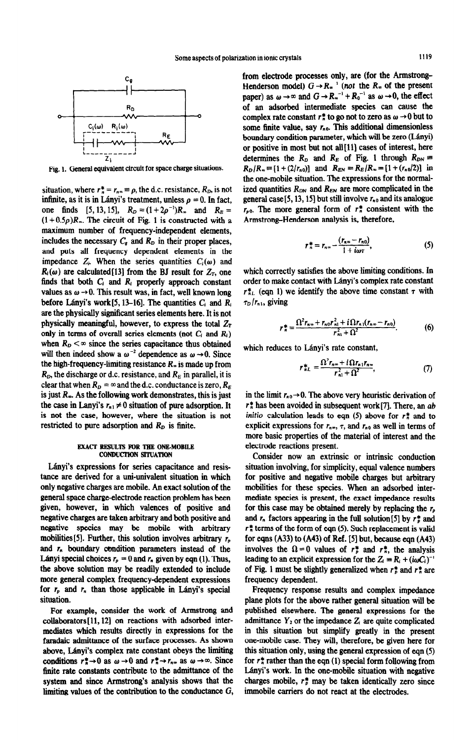Fig. 1. General equivalent circuit for space charge situations.

situation, where $r_n^* = r_{n\infty} \equiv \rho$, the d.c. resistance, $R_D$, is not infinite, as it is in Lányi's treatment, unless $\rho = 0$. In fact, one finds [5, 13, 15], $R_D = (1 + 2\rho^{-1})R_\infty$ and $R_E = (1 + 0.5\rho)R_\infty$. The circuit of Fig. 1 is constructed with a maximum number of frequency-independent elements, includes the necessary $C_g$ and $R_D$ in their proper places, and puts all frequency dependent elements in the impedance $Z_i$. When the series quantities $C_i(\omega)$ and $R_i(\omega)$ are calculated[13] from the BJ result for $Z_T$, one finds that both $C_i$ and $R_i$ properly approach constant values as $\omega \to 0$. This result was, in fact, well known long before Lányi's work[5, 13–16]. The quantities $C_i$ and $R_i$ are the physically significant series elements here. It is not physically meaningful, however, to express the total $Z_T$ only in terms of overall series elements (not $C_i$ and $R_i$) when $R_D < \infty$ since the series capacitance thus obtained will then indeed show a $\omega^{-2}$ dependence as $\omega \to 0$. Since the high-frequency-limiting resistance $R_\infty$ is made up from $R_D$, the discharge or d.c. resistance, and $R_E$ in parallel, it is clear that when $R_D = \infty$ and the d.c. conductance is zero, $R_E$ is just $R_\infty$. As the following work demonstrates, this is just the case in Lanyi's $r_{n1} \neq 0$ situation of pure adsorption. It is not the case, however, where the situation is not restricted to pure adsorption and $R_D$ is finite.

## EXACT RESULTS FOR THE ONE-MOBILE CONDUCTION SITUATION

Lányi's expressions for series capacitance and resistance are derived for a uni-univalent situation in which only negative charges are mobile. An exact solution of the general space charge-electrode reaction problem has been given, however, in which valences of positive and negative charges are taken arbitrary and both positive and negative species may be mobile with arbitrary mobilities[5]. Further, this solution involves arbitrary $r_p$ and $r_n$ boundary condition parameters instead of the Lányi special choices $r_p = 0$ and $r_n$ given by eqn (1). Thus, the above solution may be readily extended to include more general complex frequency-dependent expressions for $r_p$ and $r_n$ than those applicable in Lányi's special situation.

For example, consider the work of Armstrong and collaborators[11, 12] on reactions with adsorbed intermediates which results directly in expressions for the faradaic admittance of the surface processes. As shown above, Lányi's complex rate constant obeys the limiting conditions $r_n^* \to 0$ as $\omega \to 0$ and $r_n^* \to r_{n\infty}$ as $\omega \to \infty$. Since finite rate constants contribute to the admittance of the system and since Armstrong's analysis shows that the limiting values of the contribution to the conductance $G$, from electrode processes only, are (for the Armstrong–Henderson model) $G \to R_\infty^{-1}$ (*not* the $R_\infty$ of the present paper) as $\omega \to \infty$ and $G \to R_\infty^{-1} + R_0^{-1}$ as $\omega \to 0$, the effect of an adsorbed intermediate species can cause the complex rate constant $r_n^*$ to go not to zero as $\omega \to 0$ but to some finite value, say $r_{n0}$. This additional dimensionless boundary condition parameter, which will be zero (Lányi) or positive in most but not all[11] cases of interest, here determines the $R_D$ and $R_E$ of Fig. 1 through $R_{DN} \equiv R_D/R_\infty = [1 + (2/r_{n0})]$ and $R_{EN} \equiv R_E/R_\infty = [1 + (r_{n0}/2)]$ in the one-mobile situation. The expressions for the normalized quantities $R_{DN}$ and $R_{EN}$ are more complicated in the general case[5, 13, 15] but still involve $r_{n0}$ and its analogue $r_{p0}$. The more general form of $r_n^*$ consistent with the Armstrong–Henderson analysis is, therefore,

$$r_n^* = r_{n\infty} - \frac{(r_{n\infty} - r_{n0})}{1 + i\omega\tau}, \tag{5}$$

which correctly satisfies the above limiting conditions. In order to make contact with Lányi's complex rate constant $r_{nL}^*$ (eqn 1) we identify the above time constant $\tau$ with $\tau_D / r_{n1}$, giving

$$r_n^* = \frac{\Omega^2 r_{n\infty} + r_{n0} r_{n1}^2 + i\Omega r_{n1}(r_{n\infty} - r_{n0})}{r_{n1}^2 + \Omega^2}. \tag{6}$$

which reduces to Lányi's rate constant,

$$r_{nL}^* = \frac{\Omega^2 r_{n\infty} + i\Omega r_{n1} r_{n\infty}}{r_{n1}^2 + \Omega^2}, \tag{7}$$

in the limit $r_{n0} \to 0$. The above very heuristic derivation of $r_n^*$ has been avoided in subsequent work[7]. There, an *ab initio* calculation leads to eqn (5) above for $r_n^*$ and to explicit expressions for $r_{n\infty}$, $\tau$, and $r_{n0}$ as well in terms of more basic properties of the material of interest and the electrode reactions present.

Consider now an extrinsic or intrinsic conduction situation involving, for simplicity, equal valence numbers for positive and negative mobile charges but arbitrary mobilities for these species. When an adsorbed intermediate species is present, the exact impedance results for this case may be obtained merely by replacing the $r_p$ and $r_n$ factors appearing in the full solution[5] by $r_p^*$ and $r_n^*$ terms of the form of eqn (5). Such replacement is valid for eqns (A33) to (A43) of Ref. [5] but, because eqn (A43) involves the $\Omega = 0$ values of $r_p^*$ and $r_n^*$, the analysis leading to an explicit expression for the $Z_i \equiv R_i + (i\omega C_i)^{-1}$ of Fig. 1 must be slightly generalized when $r_p^*$ and $r_n^*$ are frequency dependent.

Frequency response results and complex impedance plane plots for the above rather general situation will be published elsewhere. The general expressions for the admittance $Y_2$ or the impedance $Z_i$ are quite complicated in this situation but simplify greatly in the present one-mobile case. They will, therefore, be given here for this situation only, using the general expression of eqn (5) for $r_n^*$ rather than the eqn (1) special form following from Lányi's work. In the one-mobile situation with negative charges mobile, $r_p^*$ may be taken identically zero since immobile carriers do not react at the electrodes.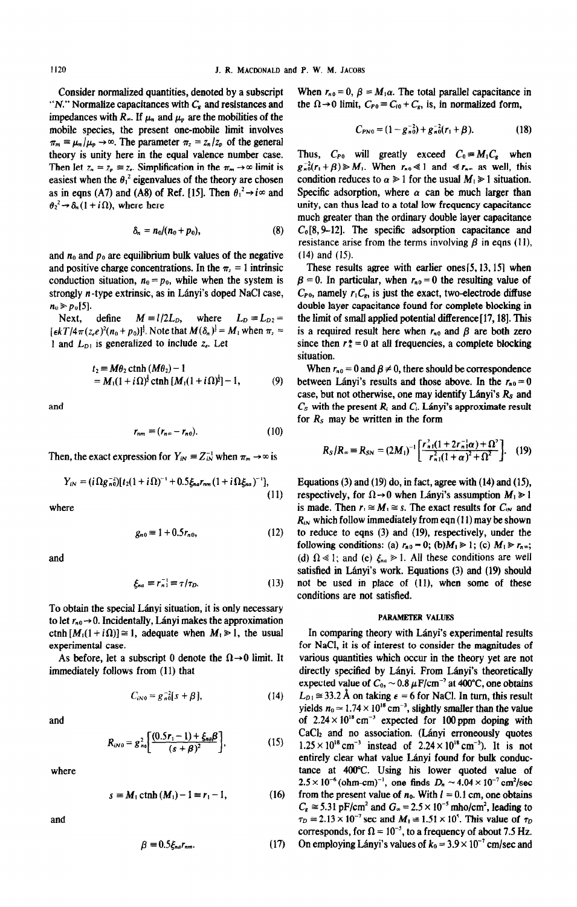Consider normalized quantities, denoted by a subscript "N." Normalize capacitances with $C_g$ and resistances and impedances with $R_\infty$. If $\mu_n$ and $\mu_p$ are the mobilities of the mobile species, the present one-mobile limit involves $\pi_m \equiv \mu_n/\mu_p \to \infty$. The parameter $\pi_z = z_n/z_p$ of the general theory is unity here in the equal valence number case. Then let $z_n = z_p \equiv z_e$. Simplification in the $\pi_m \to \infty$ limit is easiest when the $\theta_1^2$ eigenvalues of the theory are chosen as in eqns (A7) and (A8) of Ref. [15]. Then $\theta_1^2 \to i\infty$ and $\theta_2^2 \to \delta_n(1 + i\Omega)$, where here

$$\delta_n = n_0/(n_0 + p_0), \tag{8}$$

and $n_0$ and $p_0$ are equilibrium bulk values of the negative and positive charge concentrations. In the $\pi_z = 1$ intrinsic conduction situation, $n_0 = p_0$, while when the system is strongly $n$-type extrinsic, as in Lányi's doped NaCl case, $n_0 \gg p_0$[5].

Next, define $M \equiv l/2L_D$, where $L_D \equiv L_{D2} = [\epsilon kT/4\pi(z_e e)^2(n_0 + p_0)]^{\frac{1}{2}}$. Note that $M(\delta_n)^{\frac{1}{2}} = M_1$ when $\pi_z = 1$ and $L_{D1}$ is generalized to include $z_e$. Let

$$\begin{aligned} t_2 &\equiv M\theta_2 \operatorname{ctnh}(M\theta_2) - 1 \\ &= M_1(1 + i\Omega)^{\frac{1}{2}} \operatorname{ctnh}[M_1(1 + i\Omega)^{\frac{1}{2}}] - 1, \end{aligned} \tag{9}$$

and

$$r_{nm} \equiv (r_{n\infty} - r_{n0}). \tag{10}$$

Then, the exact expression for $Y_{iN} \equiv Z_{iN}^{-1}$ when $\pi_m \to \infty$ is

$$Y_{iN} = (i\Omega g_{n0}^{-2})[t_2(1 + i\Omega)^{-1} + 0.5\xi_{na} r_{nm}(1 + i\Omega\xi_{na})^{-1}], \tag{11}$$

where

$$g_{n0} \equiv 1 + 0.5 r_{n0}, \tag{12}$$

and

$$\xi_{na} \equiv r_{n1}^{-1} \equiv \tau/\tau_D. \tag{13}$$

To obtain the special Lányi situation, it is only necessary to let $r_{n0} \to 0$. Incidentally, Lányi makes the approximation $\operatorname{ctnh}[M_1(1 + i\Omega)] \cong 1$, adequate when $M_1 \gg 1$, the usual experimental case.

As before, let a subscript 0 denote the $\Omega \to 0$ limit. It immediately follows from (11) that

$$C_{iN0} = g_{n0}^{-2}[s + \beta], \tag{14}$$

and

$$R_{iN0} = g_{n0}^{2}\left[\frac{(0.5r_1 - 1) + \xi_{na}\beta^2}{(s + \beta)^2}\right], \tag{15}$$

where

$$s \equiv M_1 \operatorname{ctnh}(M_1) - 1 \equiv r_1 - 1, \tag{16}$$

and

$$\beta \equiv 0.5\xi_{na} r_{nm}. \tag{17}$$

When $r_{n0} = 0$, $\beta = M_1\alpha$. The total parallel capacitance in the $\Omega \to 0$ limit, $C_{P0} \equiv C_{i0} + C_g$, is, in normalized form,

$$C_{PN0} = (1 - g_{n0}^{-2}) + g_{n0}^{-2}(r_1 + \beta). \tag{18}$$

Thus, $C_{P0}$ will greatly exceed $C_0 \equiv M_1 C_g$ when $g_{n0}^{-2}(r_1 + \beta) \gg M_1$. When $r_{n0} \ll 1$ and $\ll r_{n\infty}$ as well, this condition reduces to $\alpha \gg 1$ for the usual $M_1 \gg 1$ situation. Specific adsorption, where $\alpha$ can be much larger than unity, can thus lead to a total low frequency capacitance much greater than the ordinary double layer capacitance $C_0$[8, 9–12]. The specific adsorption capacitance and resistance arise from the terms involving $\beta$ in eqns (11), (14) and (15).

These results agree with earlier ones[5, 13, 15] when $\beta = 0$. In particular, when $r_{n0} = 0$ the resulting value of $C_{P0}$, namely $r_1 C_g$, is just the exact, two-electrode diffuse double layer capacitance found for complete blocking in the limit of small applied potential difference[17, 18]. This is a required result here when $r_{n0}$ and $\beta$ are both zero since then $r_n^* = 0$ at all frequencies, a complete blocking situation.

When $r_{n0} = 0$ and $\beta \neq 0$, there should be correspondence between Lányi's results and those above. In the $r_{n0} = 0$ case, but not otherwise, one may identify Lányi's $R_S$ and $C_S$ with the present $R_i$ and $C_i$. Lányi's approximate result for $R_S$ may be written in the form

$$R_S/R_\infty \equiv R_{SN} = (2M_1)^{-1}\left[\frac{r_{n1}^2(1 + 2r_{n1}^{-1}\alpha) + \Omega^2}{r_{n1}^2(1 + \alpha)^2 + \Omega^2}\right]. \tag{19}$$

Equations (3) and (19) do, in fact, agree with (14) and (15), respectively, for $\Omega \to 0$ when Lányi's assumption $M_1 \gg 1$ is made. Then $r_1 \cong M_1 \cong s$. The exact results for $C_{iN}$ and $R_{iN}$ which follow immediately from eqn (11) may be shown to reduce to eqns (3) and (19), respectively, under the following conditions: (a) $r_{n0} = 0$; (b) $M_1 \gg 1$; (c) $M_1 \gg r_{n\infty}$; (d) $\Omega \ll 1$; and (e) $\xi_{na} \gg 1$. All these conditions are well satisfied in Lányi's work. Equations (3) and (19) should not be used in place of (11), when some of these conditions are not satisfied.

## PARAMETER VALUES

In comparing theory with Lányi's experimental results for NaCl, it is of interest to consider the magnitudes of various quantities which occur in the theory yet are not directly specified by Lányi. From Lányi's theoretically expected value of $C_0$, ~ 0.8 $\mu$F/cm$^{-2}$ at 400°C, one obtains $L_{D1} \cong 33.2$ Å on taking $\epsilon = 6$ for NaCl. In turn, this result yields $n_0 \simeq 1.74 \times 10^{18}$ cm$^{-3}$, slightly smaller than the value of $2.24 \times 10^{18}$ cm$^{-3}$ expected for 100 ppm doping with $CaCl_2$ and no association. (Lányi erroneously quotes $1.25 \times 10^{18}$ cm$^{-3}$ instead of $2.24 \times 10^{18}$ cm$^{-3}$). It is not entirely clear what value Lányi found for bulk conductance at 400°C. Using his lower quoted value of $2.5 \times 10^{-6}$ (ohm-cm)$^{-1}$, one finds $D_n \sim 4.04 \times 10^{-7}$ cm$^2$/sec from the present value of $n_0$. With $l = 0.1$ cm, one obtains $C_g \cong 5.31$ pF/cm$^2$ and $G_\infty = 2.5 \times 10^{-5}$ mho/cm$^2$, leading to $\tau_D \cong 2.13 \times 10^{-7}$ sec and $M_1 \cong 1.51 \times 10^5$. This value of $\tau_D$ corresponds, for $\Omega = 10^{-5}$, to a frequency of about 7.5 Hz. On employing Lányi's values of $k_0 = 3.9 \times 10^{-7}$ cm/sec and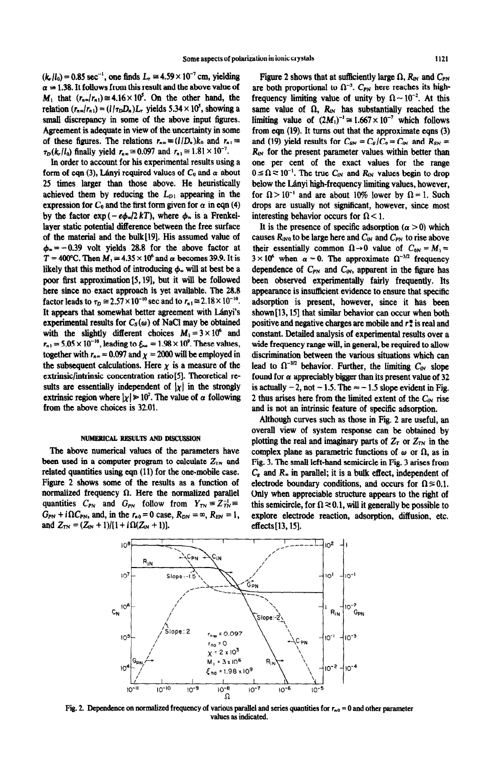$(k_r/l_0) = 0.85\ \mathrm{sec}^{-1}$, one finds $L_r \cong 4.59 \times 10^{-7}$ cm, yielding $\alpha \cong 1.38$. It follows from this result and the above value of $M_1$ that $(r_{n\infty}/r_{n1}) \cong 4.16 \times 10^5$. On the other hand, the relation $(r_{n\infty}/r_{n1}) = (l/\tau_D D_n)L_r$ yields $5.34 \times 10^5$, showing a small discrepancy in some of the above input figures. Agreement is adequate in view of the uncertainty in some of these figures. The relations $r_{n\infty} \equiv (l/D_n)k_0$ and $r_{n1} \equiv \tau_D(k_r/l_0)$ finally yield $r_{n\infty} \cong 0.097$ and $r_{n1} \cong 1.81 \times 10^{-7}$.

In order to account for his experimental results using a form of eqn (3), Lányi required values of $C_0$ and $\alpha$ about 25 times larger than those above. He heuristically achieved them by reducing the $L_{D1}$ appearing in the expression for $C_0$ and the first form given for $\alpha$ in eqn (4) by the factor $\exp(-e\phi_\infty/2kT)$, where $\phi_\infty$ is a Frenkel-layer static potential difference between the free surface of the material and the bulk[19]. His assumed value of $\phi_\infty = -0.39$ volt yields 28.8 for the above factor at $T = 400°\mathrm{C}$. Then $M_1 \cong 4.35 \times 10^6$ and $\alpha$ becomes 39.9. It is likely that this method of introducing $\phi_\infty$ will at best be a poor first approximation[5, 19], but it will be followed here since no exact approach is yet available. The 28.8 factor leads to $\tau_D \cong 2.57 \times 10^{-10}$ sec and to $r_{n1} \cong 2.18 \times 10^{-10}$. It appears that somewhat better agreement with Lányi's experimental results for $C_S(\omega)$ of NaCl may be obtained with the slightly different choices $M_1 = 3 \times 10^6$ and $r_{n1} = 5.05 \times 10^{-10}$, leading to $\xi_{n\infty} = 1.98 \times 10^9$. These values, together with $r_{n\infty} = 0.097$ and $\chi = 2000$ will be employed in the subsequent calculations. Here $\chi$ is a measure of the extrinsic/intrinsic concentration ratio[5]. Theoretical results are essentially independent of $|\chi|$ in the strongly extrinsic region where $|\chi| \gg 10^2$. The value of $\alpha$ following from the above choices is 32.01.

## NUMERICAL RESULTS AND DISCUSSION

The above numerical values of the parameters have been used in a computer program to calculate $Z_{TN}$ and related quantities using eqn (11) for the one-mobile case. Figure 2 shows some of the results as a function of normalized frequency $\Omega$. Here the normalized parallel quantities $C_{PN}$ and $G_{PN}$ follow from $Y_{TN} \equiv Z_{TN}^{-1} \equiv G_{PN} + i\Omega C_{PN}$, and, in the $r_{n0} = 0$ case, $R_{DN} = \infty$, $R_{EN} = 1$, and $Z_{TN} = (Z_{IN} + 1)/[1 + i\Omega(Z_{IN} + 1)]$.

Figure 2 shows that at sufficiently large $\Omega$, $R_{IN}$ and $C_{PN}$ are both proportional to $\Omega^{-2}$. $C_{PN}$ here reaches its high-frequency limiting value of unity by $\Omega \sim 10^{-2}$. At this same value of $\Omega$, $R_{IN}$ has substantially reached the limiting value of $(2M_1)^{-1} \cong 1.667 \times 10^{-7}$ which follows from eqn (19). It turns out that the approximate eqns (3) and (19) yield results for $C_{SN} = C_S/C_0 = C_{IN}$ and $R_{SN} = R_{IN}$ for the present parameter values within better than one per cent of the exact values for the range $0 \leq \Omega \lessapprox 10^{-1}$. The true $C_{IN}$ and $R_{IN}$ values begin to drop below the Lányi high-frequency limiting values, however, for $\Omega > 10^{-1}$ and are about 10% lower by $\Omega = 1$. Such drops are usually not significant, however, since most interesting behavior occurs for $\Omega < 1$.

It is the presence of specific adsorption ($\alpha > 0$) which causes $R_{IN0}$ to be large here and $C_{IN}$ and $C_{PN}$ to rise above their essentially common $\Omega \to 0$ value of $C_{0N} = M_1 = 3 \times 10^6$ when $\alpha = 0$. The approximate $\Omega^{-3/2}$ frequency dependence of $C_{PN}$ and $C_{IN}$ apparent in the figure has been observed experimentally fairly frequently. Its appearance is insufficient evidence to ensure that specific adsorption is present, however, since it has been shown[13, 15] that similar behavior can occur when both positive and negative charges are mobile and $r_i^*$ is real and constant. Detailed analysis of experimental results over a wide frequency range will, in general, be required to allow discrimination between the various situations which can lead to $\Omega^{-3/2}$ behavior. Further, the limiting $C_{IN}$ slope found for $\alpha$ appreciably bigger than its present value of 32 is actually $-2$, not $-1.5$. The $\approx -1.5$ slope evident in Fig. 2 thus arises here from the limited extent of the $C_{IN}$ rise and is not an intrinsic feature of specific adsorption.

Although curves such as those in Fig. 2 are useful, an overall view of system response can be obtained by plotting the real and imaginary parts of $Z_T$ or $Z_{TN}$ in the complex plane as parametric functions of $\omega$ or $\Omega$, as in Fig. 3. The small left-hand semicircle in Fig. 3 arises from $C_g$ and $R_\infty$ in parallel; it is a bulk effect, independent of electrode boundary conditions, and occurs for $\Omega \lessapprox 0.1$. Only when appreciable structure appears to the right of this semicircle, for $\Omega \lessapprox 0.1$, will it generally be possible to explore electrode reaction, adsorption, diffusion, etc. effects[13, 15].

Fig. 2. Dependence on normalized frequency of various parallel and series quantities for $r_{n0} = 0$ and other parameter values as indicated.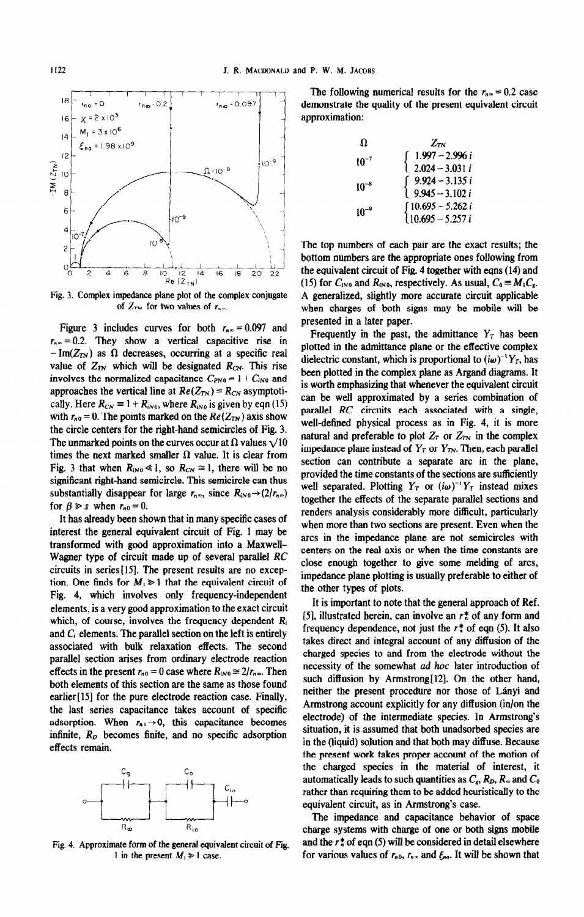Fig. 3. Complex impedance plane plot of the complex conjugate of $Z_{TN}$ for two values of $r_{n\infty}$.

Figure 3 includes curves for both $r_{n\infty} = 0.097$ and $r_{n\infty} = 0.2$. They show a vertical capacitive rise in $-\mathrm{Im}(Z_{TN})$ as $\Omega$ decreases, occurring at a specific real value of $Z_{TN}$ which will be designated $R_{CN}$. This rise involves the normalized capacitance $C_{PN0} = 1 + C_{iN0}$ and approaches the vertical line at $Re(Z_{TN}) = R_{CN}$ asymptotically. Here $R_{CN} \equiv 1 + R_{iN0}$, where $R_{iN0}$ is given by eqn (15) with $r_{n0} = 0$. The points marked on the $Re(Z_{TN})$ axis show the circle centers for the right-hand semicircles of Fig. 3. The unmarked points on the curves occur at $\Omega$ values $\sqrt{10}$ times the next marked smaller $\Omega$ value. It is clear from Fig. 3 that when $R_{iN0} \ll 1$, so $R_{CN} \cong 1$, there will be no significant right-hand semicircle. This semicircle can thus substantially disappear for large $r_{n\infty}$, since $R_{iN0} \to (2/r_{n\infty})$ for $\beta \gg s$ when $r_{n0} = 0$.

It has already been shown that in many specific cases of interest the general equivalent circuit of Fig. 1 may be transformed with good approximation into a Maxwell–Wagner type of circuit made up of several parallel $RC$ circuits in series[15]. The present results are no exception. One finds for $M_1 \gg 1$ that the equivalent circuit of Fig. 4, which involves only frequency-independent elements, is a very good approximation to the exact circuit which, of course, involves the frequency dependent $R_i$ and $C_i$ elements. The parallel section on the left is entirely associated with bulk relaxation effects. The second parallel section arises from ordinary electrode reaction effects in the present $r_{n0} = 0$ case where $R_{iN0} \cong 2/r_{n\infty}$. Then both elements of this section are the same as those found earlier[15] for the pure electrode reaction case. Finally, the last series capacitance takes account of specific adsorption. When $r_{n1} \to 0$, this capacitance becomes infinite, $R_D$ becomes finite, and no specific adsorption effects remain.

Fig. 4. Approximate form of the general equivalent circuit of Fig. 1 in the present $M_1 \gg 1$ case.

The following numerical results for the $r_{n\infty} = 0.2$ case demonstrate the quality of the present equivalent circuit approximation:

| $\Omega$ | $Z_{TN}$ |
|---|---|
| $10^{-7}$ | $1.997 - 2.996\,i$ |
| | $2.024 - 3.031\,i$ |
| $10^{-8}$ | $9.924 - 3.135\,i$ |
| | $9.945 - 3.102\,i$ |
| $10^{-9}$ | $10.695 - 5.262\,i$ |
| | $10.695 - 5.257\,i$ |

The top numbers of each pair are the exact results; the bottom numbers are the appropriate ones following from the equivalent circuit of Fig. 4 together with eqns (14) and (15) for $C_{iN0}$ and $R_{iN0}$, respectively. As usual, $C_0 \equiv M_1 C_g$. A generalized, slightly more accurate circuit applicable when charges of both signs may be mobile will be presented in a later paper.

Frequently in the past, the admittance $Y_T$ has been plotted in the admittance plane or the effective complex dielectric constant, which is proportional to $(i\omega)^{-1} Y_T$, has been plotted in the complex plane as Argand diagrams. It is worth emphasizing that whenever the equivalent circuit can be well approximated by a series combination of parallel $RC$ circuits each associated with a single, well-defined physical process as in Fig. 4, it is more natural and preferable to plot $Z_T$ or $Z_{TN}$ in the complex impedance plane instead of $Y_T$ or $Y_{TN}$. Then, each parallel section can contribute a separate arc in the plane, provided the time constants of the sections are sufficiently well separated. Plotting $Y_T$ or $(i\omega)^{-1} Y_T$ instead mixes together the effects of the separate parallel sections and renders analysis considerably more difficult, particularly when more than two sections are present. Even when the arcs in the impedance plane are not semicircles with centers on the real axis or when the time constants are close enough together to give some melding of arcs, impedance plane plotting is usually preferable to either of the other types of plots.

It is important to note that the general approach of Ref. [5], illustrated herein, can involve an $r_n^*$ of any form and frequency dependence, not just the $r_n^*$ of eqn (5). It also takes direct and integral account of any diffusion of the charged species to and from the electrode without the necessity of the somewhat *ad hoc* later introduction of such diffusion by Armstrong[12]. On the other hand, neither the present procedure nor those of Lányi and Armstrong account explicitly for any diffusion (in/on the electrode) of the intermediate species. In Armstrong's situation, it is assumed that both unadsorbed species are in the (liquid) solution and that both may diffuse. Because the present work takes proper account of the motion of the charged species in the material of interest, it automatically leads to such quantities as $C_g$, $R_D$, $R_\infty$ and $C_0$ rather than requiring them to be added heuristically to the equivalent circuit, as in Armstrong's case.

The impedance and capacitance behavior of space charge systems with charge of one or both signs mobile and the $r_n^*$ of eqn (5) will be considered in detail elsewhere for various values of $r_{n0}$, $r_{n\infty}$ and $\xi_{na}$. It will be shown that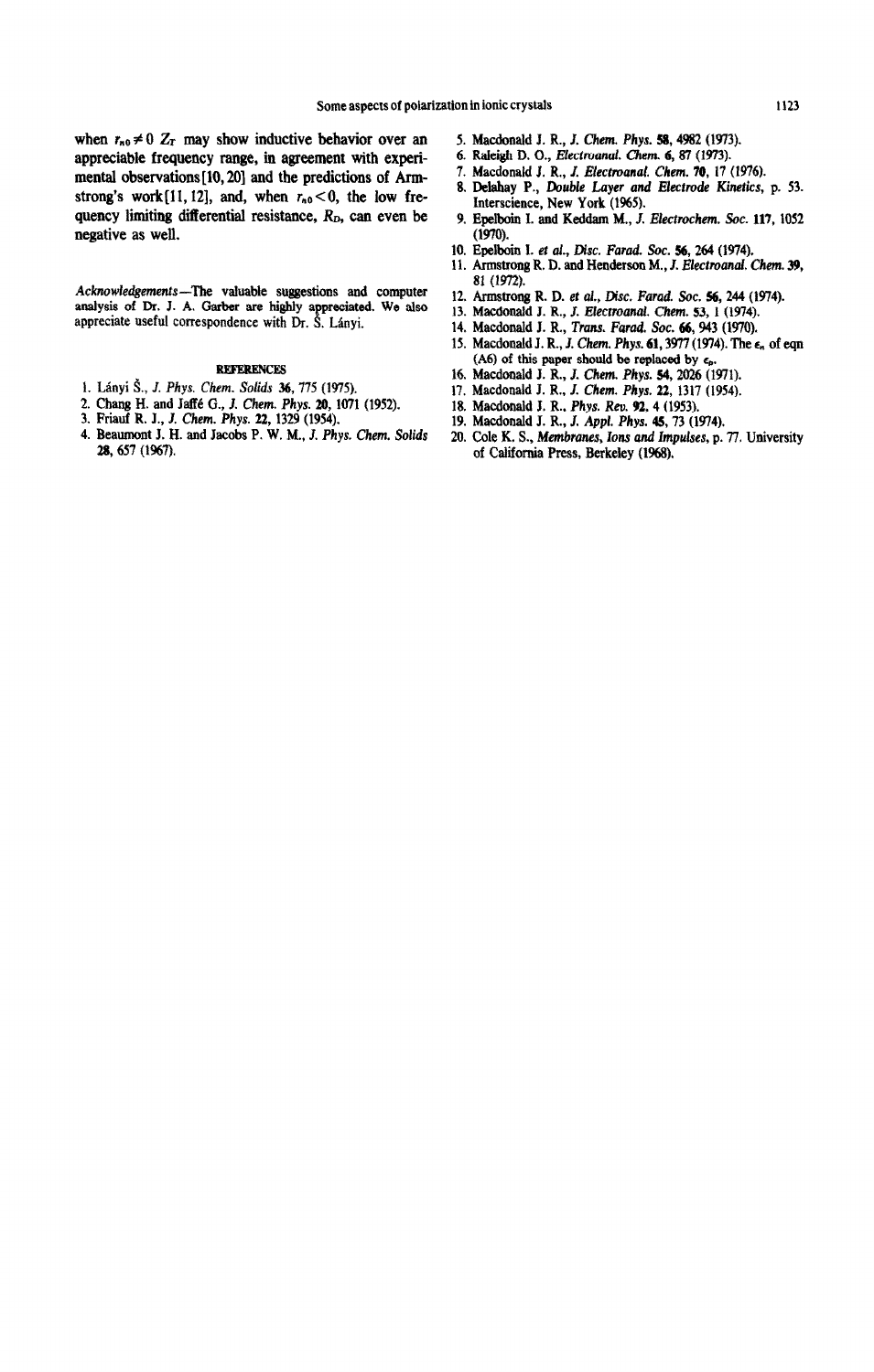when $r_{n0} \neq 0$ $Z_T$ may show inductive behavior over an appreciable frequency range, in agreement with experimental observations[10, 20] and the predictions of Armstrong's work[11, 12], and, when $r_{n0} < 0$, the low frequency limiting differential resistance, $R_D$, can even be negative as well.

*Acknowledgements*—The valuable suggestions and computer analysis of Dr. J. A. Garber are highly appreciated. We also appreciate useful correspondence with Dr. Š. Lányi.

## REFERENCES

1. Lányi Š., *J. Phys. Chem. Solids* **36**, 775 (1975).
2. Chang H. and Jaffé G., *J. Chem. Phys.* **20**, 1071 (1952).
3. Friauf R. J., *J. Chem. Phys.* **22**, 1329 (1954).
4. Beaumont J. H. and Jacobs P. W. M., *J. Phys. Chem. Solids* **28**, 657 (1967).
5. Macdonald J. R., *J. Chem. Phys.* **58**, 4982 (1973).
6. Raleigh D. O., *Electroanal. Chem.* **6**, 87 (1973).
7. Macdonald J. R., *J. Electroanal. Chem.* **70**, 17 (1976).
8. Delahay P., *Double Layer and Electrode Kinetics*, p. 53. Interscience, New York (1965).
9. Epelboin I. and Keddam M., *J. Electrochem. Soc.* **117**, 1052 (1970).
10. Epelboin I. *et al.*, *Disc. Farad. Soc.* **56**, 264 (1974).
11. Armstrong R. D. and Henderson M., *J. Electroanal. Chem.* **39**, 81 (1972).
12. Armstrong R. D. *et al.*, *Disc. Farad. Soc.* **56**, 244 (1974).
13. Macdonald J. R., *J. Electroanal. Chem.* **53**, 1 (1974).
14. Macdonald J. R., *Trans. Farad. Soc.* **66**, 943 (1970).
15. Macdonald J. R., *J. Chem. Phys.* **61**, 3977 (1974). The $\epsilon_x$ of eqn (A6) of this paper should be replaced by $\epsilon_p$.
16. Macdonald J. R., *J. Chem. Phys.* **54**, 2026 (1971).
17. Macdonald J. R., *J. Chem. Phys.* **22**, 1317 (1954).
18. Macdonald J. R., *Phys. Rev.* **92**, 4 (1953).
19. Macdonald J. R., *J. Appl. Phys.* **45**, 73 (1974).
20. Cole K. S., *Membranes, Ions and Impulses*, p. 77. University of California Press, Berkeley (1968).